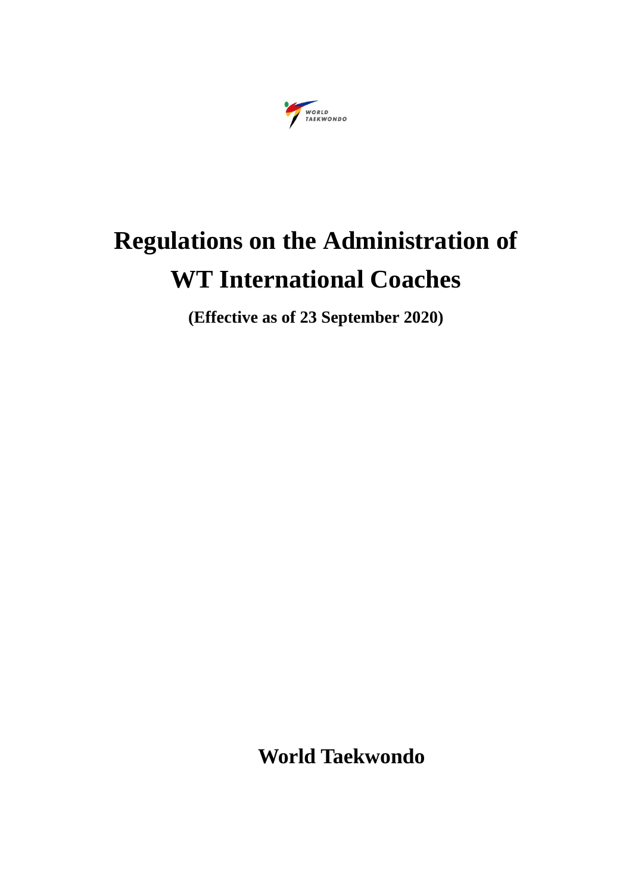# Regulations on the Administration of WT International Coaches

**(Effective as of 23 September 2020)**

**World Taekwondo**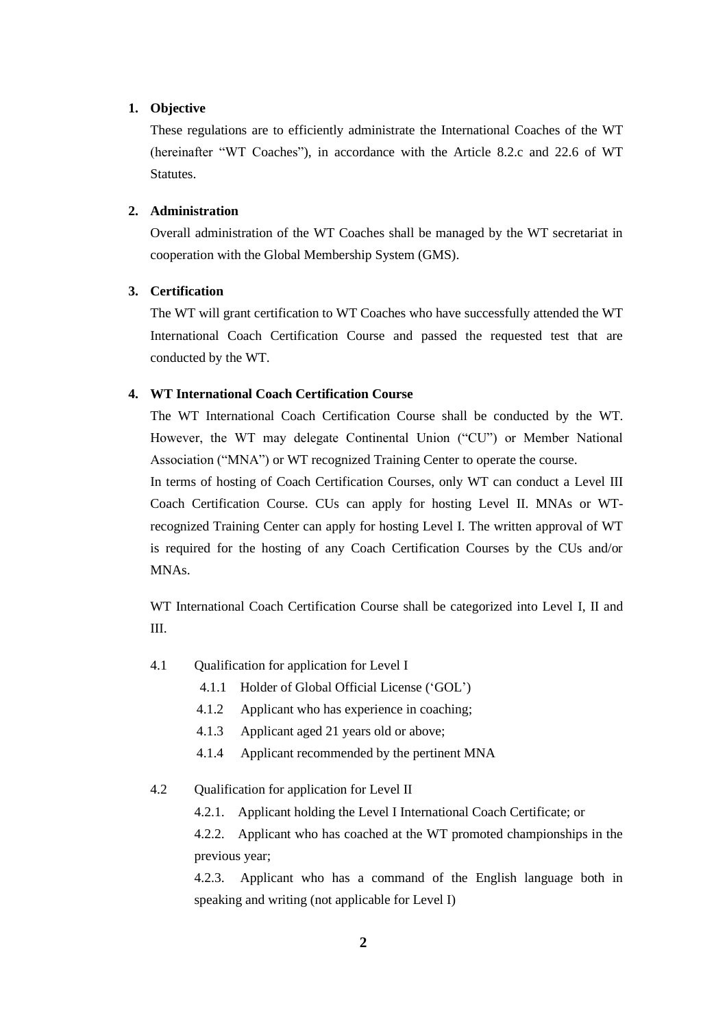## 1. Objective

These regulations are to efficiently administrate the International Coaches of the WT (hereinafter "WT Coaches"), in accordance with the Article 8.2.c and 22.6 of WT Statutes.

## 2. Administration

Overall administration of the WT Coaches shall be managed by the WT secretariat in cooperation with the Global Membership System (GMS).

## 3. Certification

The WT will grant certification to WT Coaches who have successfully attended the WT International Coach Certification Course and passed the requested test that are conducted by the WT.

## 4. WT International Coach Certification Course

The WT International Coach Certification Course shall be conducted by the WT. However, the WT may delegate Continental Union ("CU") or Member National Association ("MNA") or WT recognized Training Center to operate the course.

In terms of hosting of Coach Certification Courses, only WT can conduct a Level III Coach Certification Course. CUs can apply for hosting Level II. MNAs or WT-recognized Training Center can apply for hosting Level I. The written approval of WT is required for the hosting of any Coach Certification Courses by the CUs and/or MNAs.

WT International Coach Certification Course shall be categorized into Level I, II and III.

4.1 Qualification for application for Level I

- 4.1.1 Holder of Global Official License ('GOL')
- 4.1.2 Applicant who has experience in coaching;
- 4.1.3 Applicant aged 21 years old or above;
- 4.1.4 Applicant recommended by the pertinent MNA

4.2 Qualification for application for Level II

- 4.2.1. Applicant holding the Level I International Coach Certificate; or
- 4.2.2. Applicant who has coached at the WT promoted championships in the previous year;
- 4.2.3. Applicant who has a command of the English language both in speaking and writing (not applicable for Level I)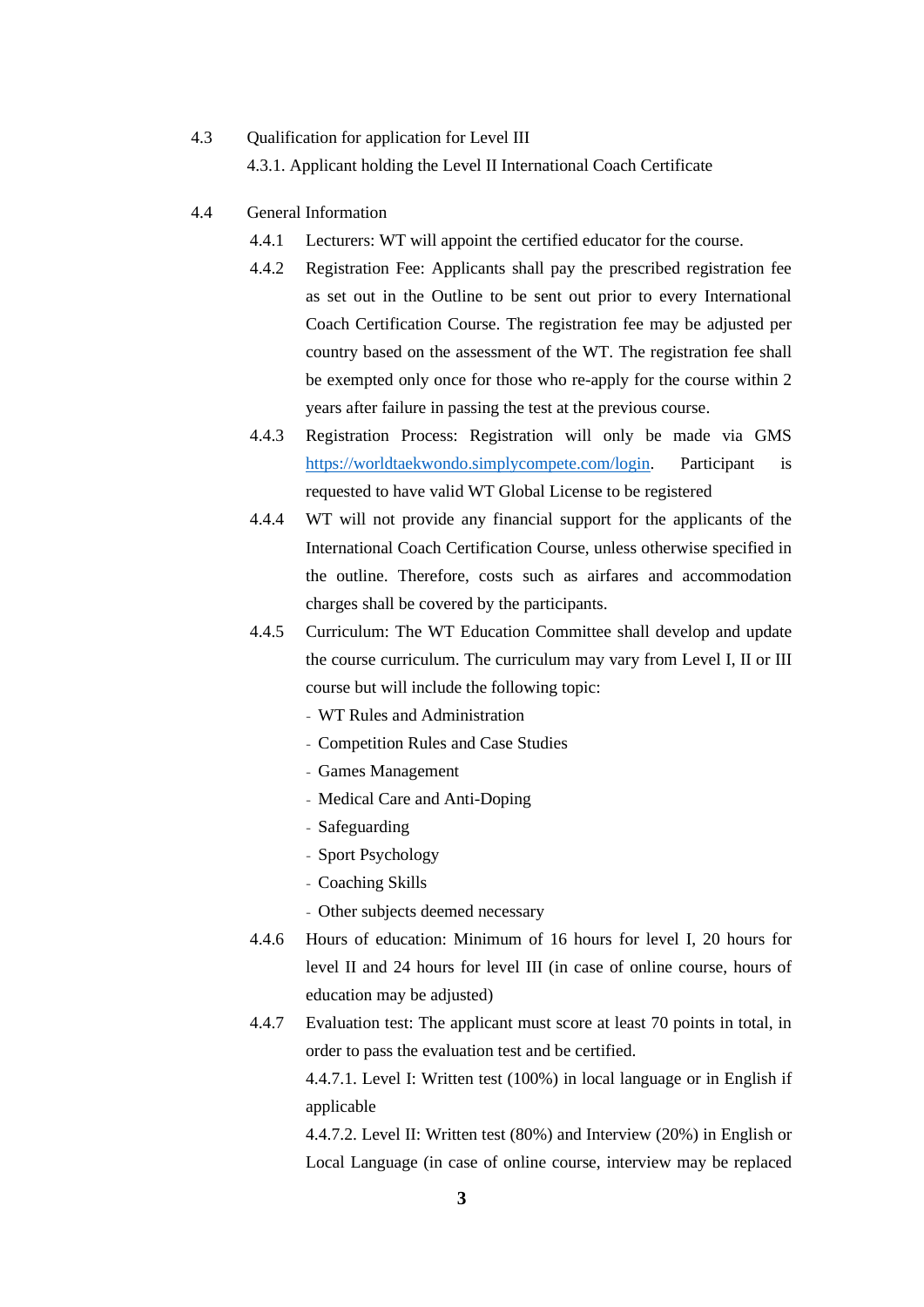4.3 Qualification for application for Level III

4.3.1. Applicant holding the Level II International Coach Certificate

4.4 General Information

4.4.1 Lecturers: WT will appoint the certified educator for the course.

4.4.2 Registration Fee: Applicants shall pay the prescribed registration fee as set out in the Outline to be sent out prior to every International Coach Certification Course. The registration fee may be adjusted per country based on the assessment of the WT. The registration fee shall be exempted only once for those who re-apply for the course within 2 years after failure in passing the test at the previous course.

4.4.3 Registration Process: Registration will only be made via GMS [https://worldtaekwondo.simplycompete.com/login](https://worldtaekwondo.simplycompete.com/login). Participant is requested to have valid WT Global License to be registered

4.4.4 WT will not provide any financial support for the applicants of the International Coach Certification Course, unless otherwise specified in the outline. Therefore, costs such as airfares and accommodation charges shall be covered by the participants.

4.4.5 Curriculum: The WT Education Committee shall develop and update the course curriculum. The curriculum may vary from Level I, II or III course but will include the following topic:

- WT Rules and Administration
- Competition Rules and Case Studies
- Games Management
- Medical Care and Anti-Doping
- Safeguarding
- Sport Psychology
- Coaching Skills
- Other subjects deemed necessary

4.4.6 Hours of education: Minimum of 16 hours for level I, 20 hours for level II and 24 hours for level III (in case of online course, hours of education may be adjusted)

4.4.7 Evaluation test: The applicant must score at least 70 points in total, in order to pass the evaluation test and be certified.

4.4.7.1. Level I: Written test (100%) in local language or in English if applicable

4.4.7.2. Level II: Written test (80%) and Interview (20%) in English or Local Language (in case of online course, interview may be replaced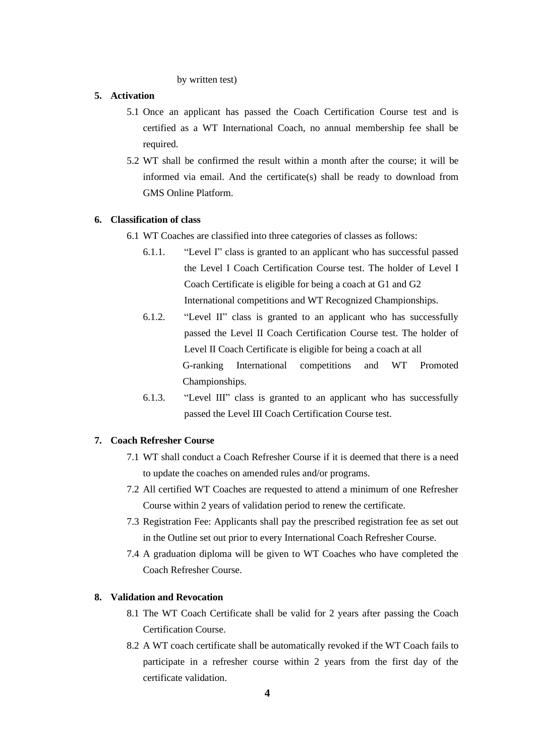by written test)

**5. Activation**

5.1 Once an applicant has passed the Coach Certification Course test and is certified as a WT International Coach, no annual membership fee shall be required.

5.2 WT shall be confirmed the result within a month after the course; it will be informed via email. And the certificate(s) shall be ready to download from GMS Online Platform.

**6. Classification of class**

6.1 WT Coaches are classified into three categories of classes as follows:

6.1.1. "Level I" class is granted to an applicant who has successful passed the Level I Coach Certification Course test. The holder of Level I Coach Certificate is eligible for being a coach at G1 and G2 International competitions and WT Recognized Championships.

6.1.2. "Level II" class is granted to an applicant who has successfully passed the Level II Coach Certification Course test. The holder of Level II Coach Certificate is eligible for being a coach at all G-ranking International competitions and WT Promoted Championships.

6.1.3. "Level III" class is granted to an applicant who has successfully passed the Level III Coach Certification Course test.

**7. Coach Refresher Course**

7.1 WT shall conduct a Coach Refresher Course if it is deemed that there is a need to update the coaches on amended rules and/or programs.

7.2 All certified WT Coaches are requested to attend a minimum of one Refresher Course within 2 years of validation period to renew the certificate.

7.3 Registration Fee: Applicants shall pay the prescribed registration fee as set out in the Outline set out prior to every International Coach Refresher Course.

7.4 A graduation diploma will be given to WT Coaches who have completed the Coach Refresher Course.

**8. Validation and Revocation**

8.1 The WT Coach Certificate shall be valid for 2 years after passing the Coach Certification Course.

8.2 A WT coach certificate shall be automatically revoked if the WT Coach fails to participate in a refresher course within 2 years from the first day of the certificate validation.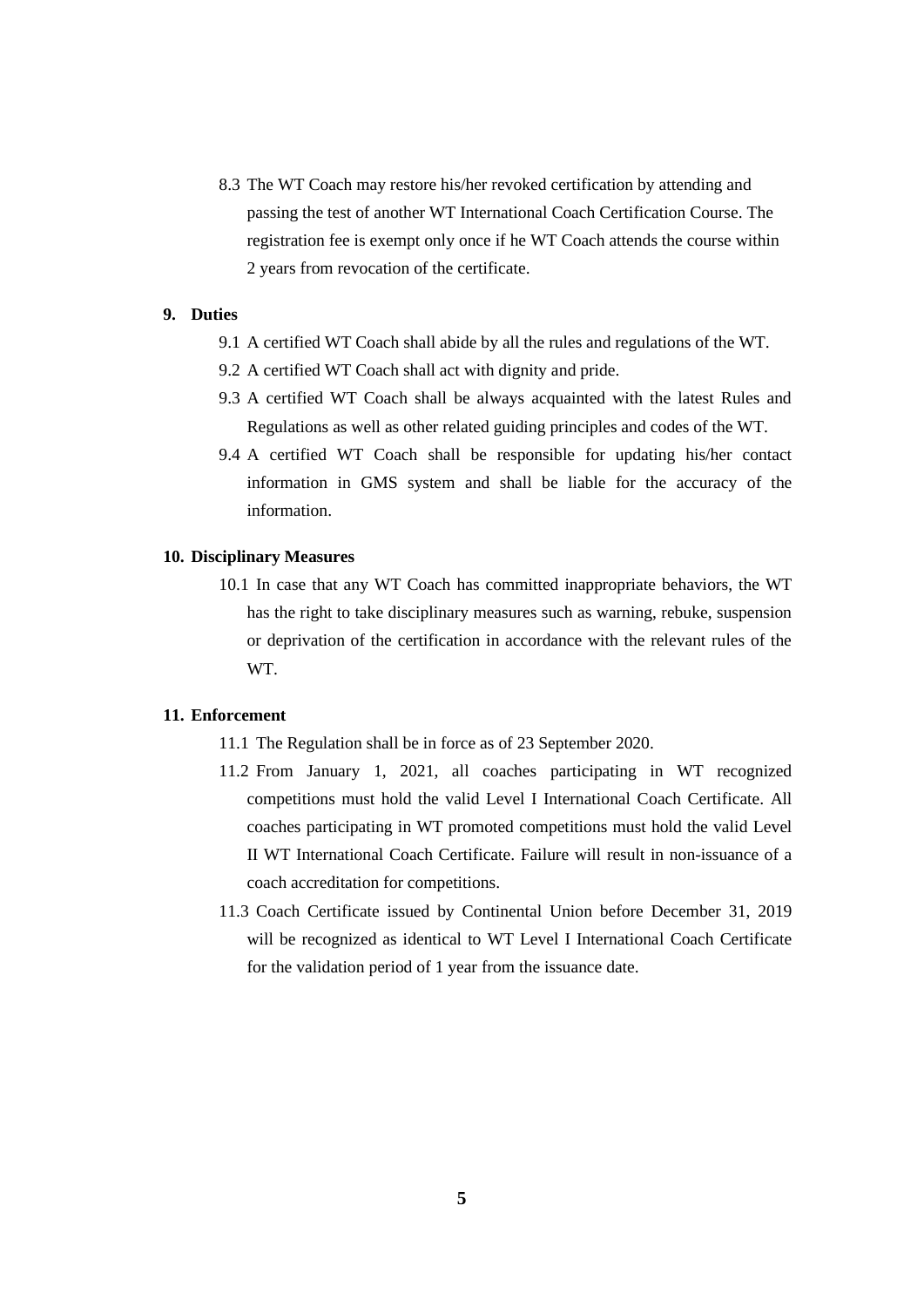8.3 The WT Coach may restore his/her revoked certification by attending and passing the test of another WT International Coach Certification Course. The registration fee is exempt only once if he WT Coach attends the course within 2 years from revocation of the certificate.

## 9. Duties

9.1 A certified WT Coach shall abide by all the rules and regulations of the WT.

9.2 A certified WT Coach shall act with dignity and pride.

9.3 A certified WT Coach shall be always acquainted with the latest Rules and Regulations as well as other related guiding principles and codes of the WT.

9.4 A certified WT Coach shall be responsible for updating his/her contact information in GMS system and shall be liable for the accuracy of the information.

## 10. Disciplinary Measures

10.1 In case that any WT Coach has committed inappropriate behaviors, the WT has the right to take disciplinary measures such as warning, rebuke, suspension or deprivation of the certification in accordance with the relevant rules of the WT.

## 11. Enforcement

11.1 The Regulation shall be in force as of 23 September 2020.

11.2 From January 1, 2021, all coaches participating in WT recognized competitions must hold the valid Level I International Coach Certificate. All coaches participating in WT promoted competitions must hold the valid Level II WT International Coach Certificate. Failure will result in non-issuance of a coach accreditation for competitions.

11.3 Coach Certificate issued by Continental Union before December 31, 2019 will be recognized as identical to WT Level I International Coach Certificate for the validation period of 1 year from the issuance date.